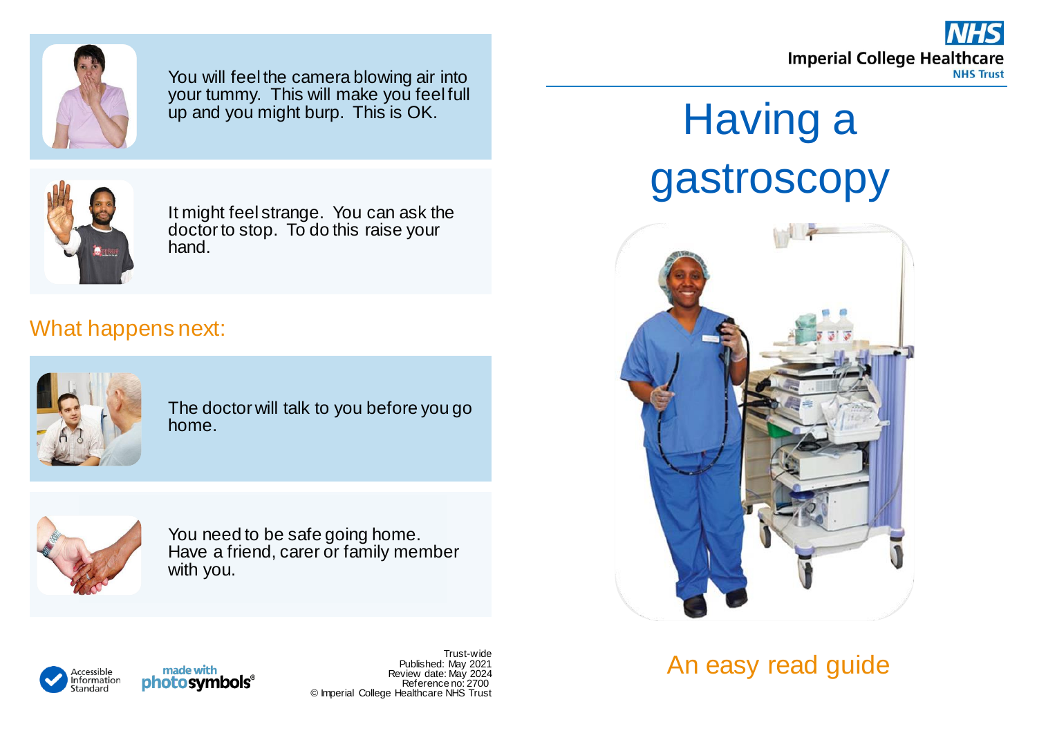You will feel the camera blowing air into your tummy. This will make you feel full up and you might burp. This is OK.

It might feel strange. You can ask the doctor to stop. To do this raise your hand.

## What happens next:

The doctor will talk to you before you go home.

You need to be safe going home. Have a friend, carer or family member with you.

Accessible Information Standard

made with photosymbols®

Trust-wide
Published: May 2021
Review date: May 2024
Reference no: 2700
© Imperial College Healthcare NHS Trust

NHS
Imperial College Healthcare
NHS Trust

# Having a gastroscopy

## An easy read guide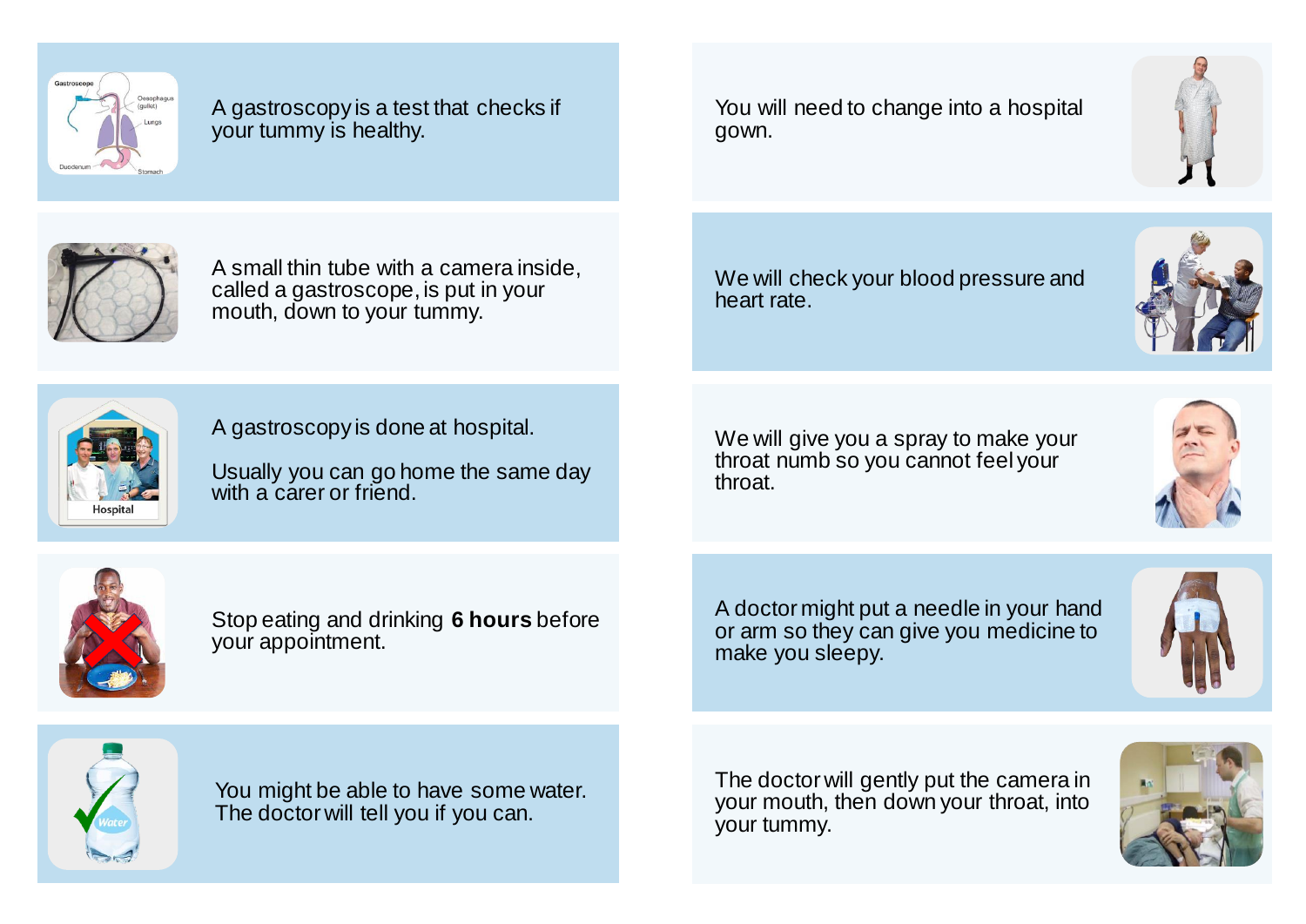A gastroscopy is a test that checks if your tummy is healthy.

A small thin tube with a camera inside, called a gastroscope, is put in your mouth, down to your tummy.

A gastroscopy is done at hospital.

Usually you can go home the same day with a carer or friend.

Stop eating and drinking **6 hours** before your appointment.

You might be able to have some water. The doctor will tell you if you can.

You will need to change into a hospital gown.

We will check your blood pressure and heart rate.

We will give you a spray to make your throat numb so you cannot feel your throat.

A doctor might put a needle in your hand or arm so they can give you medicine to make you sleepy.

The doctor will gently put the camera in your mouth, then down your throat, into your tummy.